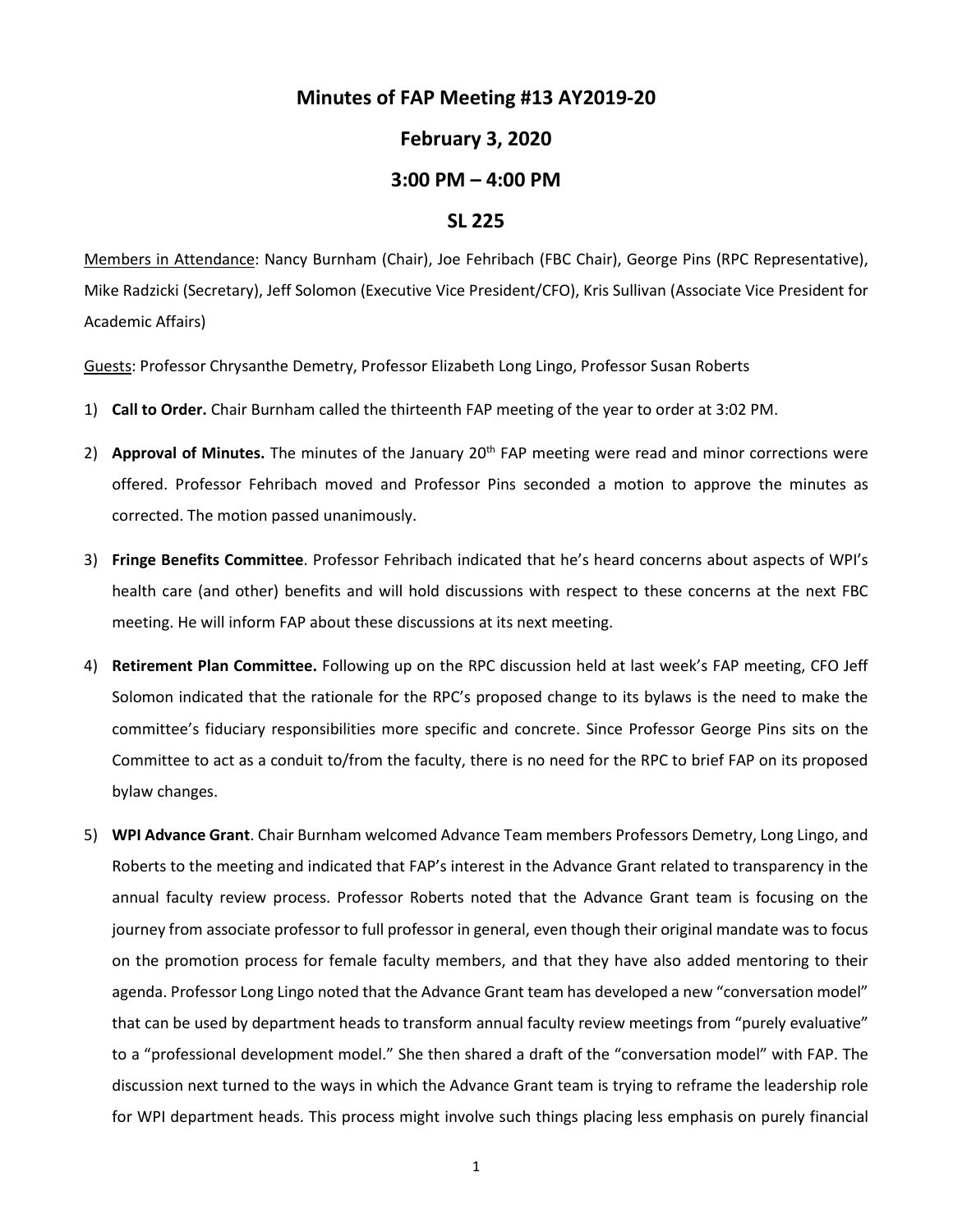# Minutes of FAP Meeting #13 AY2019-20

## February 3, 2020

## 3:00 PM – 4:00 PM

## SL 225

Members in Attendance: Nancy Burnham (Chair), Joe Fehribach (FBC Chair), George Pins (RPC Representative), Mike Radzicki (Secretary), Jeff Solomon (Executive Vice President/CFO), Kris Sullivan (Associate Vice President for Academic Affairs)

Guests: Professor Chrysanthe Demetry, Professor Elizabeth Long Lingo, Professor Susan Roberts

1) **Call to Order.** Chair Burnham called the thirteenth FAP meeting of the year to order at 3:02 PM.

2) **Approval of Minutes.** The minutes of the January 20th FAP meeting were read and minor corrections were offered. Professor Fehribach moved and Professor Pins seconded a motion to approve the minutes as corrected. The motion passed unanimously.

3) **Fringe Benefits Committee**. Professor Fehribach indicated that he's heard concerns about aspects of WPI's health care (and other) benefits and will hold discussions with respect to these concerns at the next FBC meeting. He will inform FAP about these discussions at its next meeting.

4) **Retirement Plan Committee.** Following up on the RPC discussion held at last week's FAP meeting, CFO Jeff Solomon indicated that the rationale for the RPC's proposed change to its bylaws is the need to make the committee's fiduciary responsibilities more specific and concrete. Since Professor George Pins sits on the Committee to act as a conduit to/from the faculty, there is no need for the RPC to brief FAP on its proposed bylaw changes.

5) **WPI Advance Grant**. Chair Burnham welcomed Advance Team members Professors Demetry, Long Lingo, and Roberts to the meeting and indicated that FAP's interest in the Advance Grant related to transparency in the annual faculty review process. Professor Roberts noted that the Advance Grant team is focusing on the journey from associate professor to full professor in general, even though their original mandate was to focus on the promotion process for female faculty members, and that they have also added mentoring to their agenda. Professor Long Lingo noted that the Advance Grant team has developed a new "conversation model" that can be used by department heads to transform annual faculty review meetings from "purely evaluative" to a "professional development model." She then shared a draft of the "conversation model" with FAP. The discussion next turned to the ways in which the Advance Grant team is trying to reframe the leadership role for WPI department heads. This process might involve such things placing less emphasis on purely financial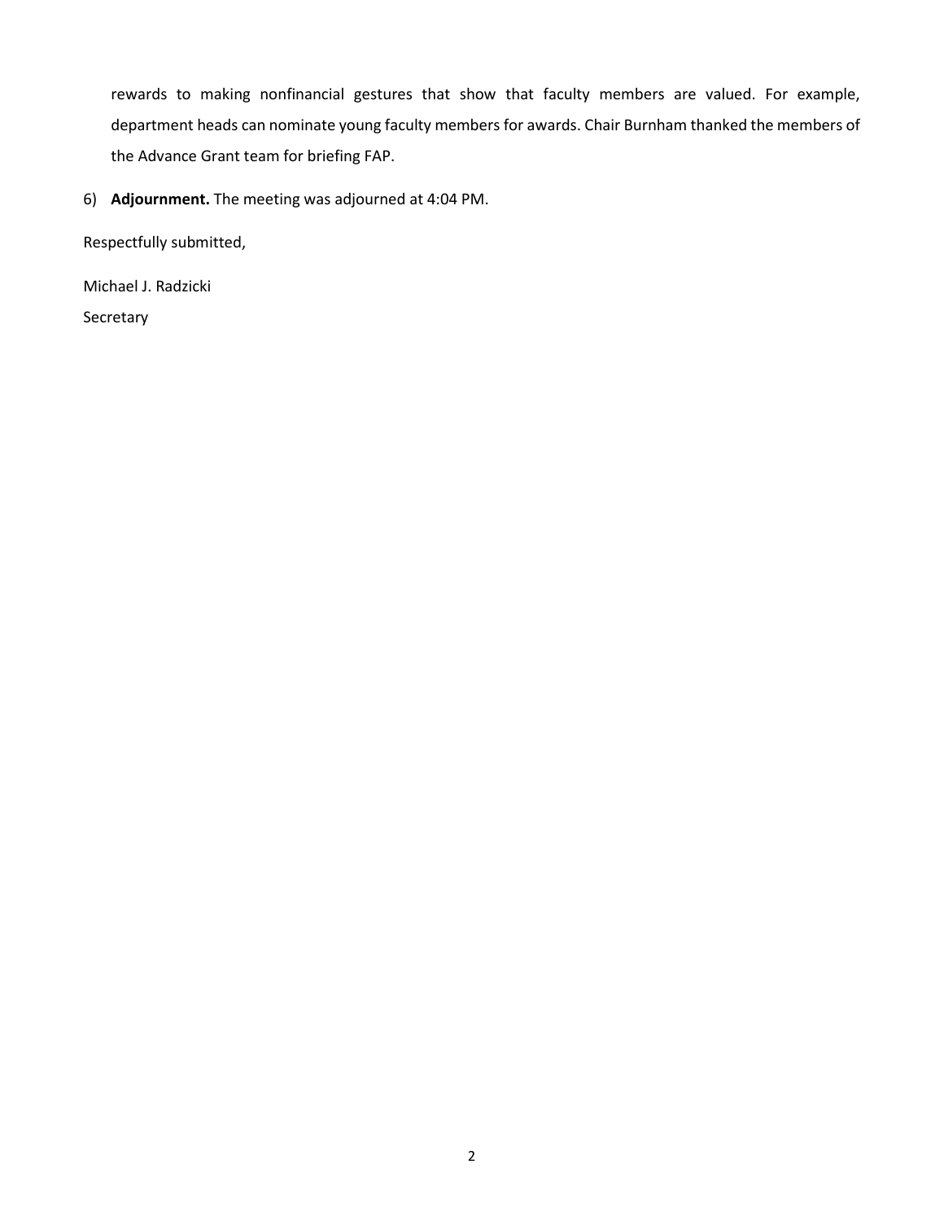rewards to making nonfinancial gestures that show that faculty members are valued. For example, department heads can nominate young faculty members for awards. Chair Burnham thanked the members of the Advance Grant team for briefing FAP.

6) **Adjournment.** The meeting was adjourned at 4:04 PM.

Respectfully submitted,

Michael J. Radzicki

Secretary